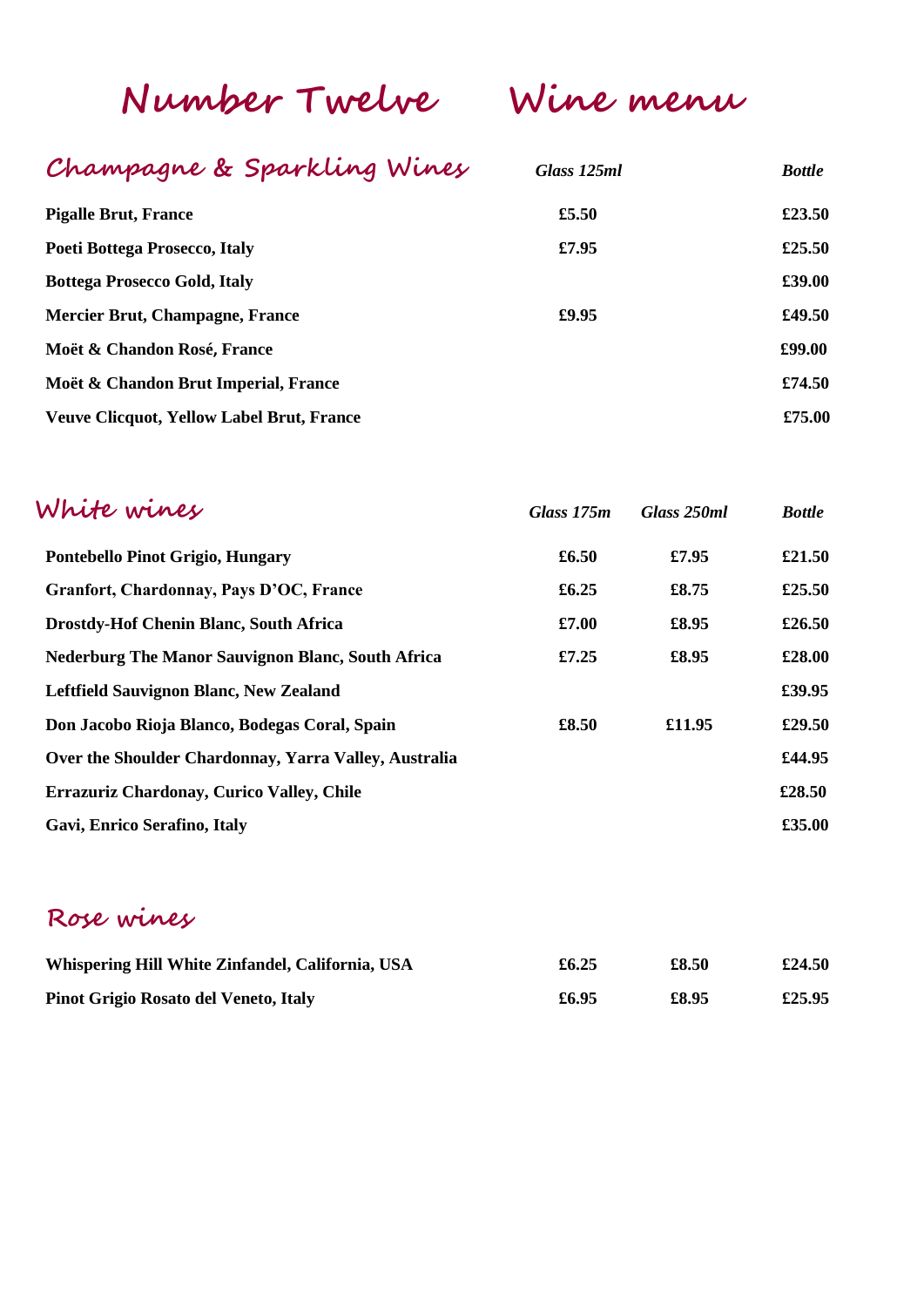# Number Twelve Wine menu

## Champagne & Sparkling Wines

| | Glass 125ml | Bottle |
|---|---|---|
| **Pigalle Brut, France** | **£5.50** | **£23.50** |
| **Poeti Bottega Prosecco, Italy** | **£7.95** | **£25.50** |
| **Bottega Prosecco Gold, Italy** | | **£39.00** |
| **Mercier Brut, Champagne, France** | **£9.95** | **£49.50** |
| **Moët & Chandon Rosé, France** | | **£99.00** |
| **Moët & Chandon Brut Imperial, France** | | **£74.50** |
| **Veuve Clicquot, Yellow Label Brut, France** | | **£75.00** |

## White wines

| | Glass 175m | Glass 250ml | Bottle |
|---|---|---|---|
| **Pontebello Pinot Grigio, Hungary** | **£6.50** | **£7.95** | **£21.50** |
| **Granfort, Chardonnay, Pays D'OC, France** | **£6.25** | **£8.75** | **£25.50** |
| **Drostdy-Hof Chenin Blanc, South Africa** | **£7.00** | **£8.95** | **£26.50** |
| **Nederburg The Manor Sauvignon Blanc, South Africa** | **£7.25** | **£8.95** | **£28.00** |
| **Leftfield Sauvignon Blanc, New Zealand** | | | **£39.95** |
| **Don Jacobo Rioja Blanco, Bodegas Coral, Spain** | **£8.50** | **£11.95** | **£29.50** |
| **Over the Shoulder Chardonnay, Yarra Valley, Australia** | | | **£44.95** |
| **Errazuriz Chardonay, Curico Valley, Chile** | | | **£28.50** |
| **Gavi, Enrico Serafino, Italy** | | | **£35.00** |

## Rose wines

| | | | |
|---|---|---|---|
| **Whispering Hill White Zinfandel, California, USA** | **£6.25** | **£8.50** | **£24.50** |
| **Pinot Grigio Rosato del Veneto, Italy** | **£6.95** | **£8.95** | **£25.95** |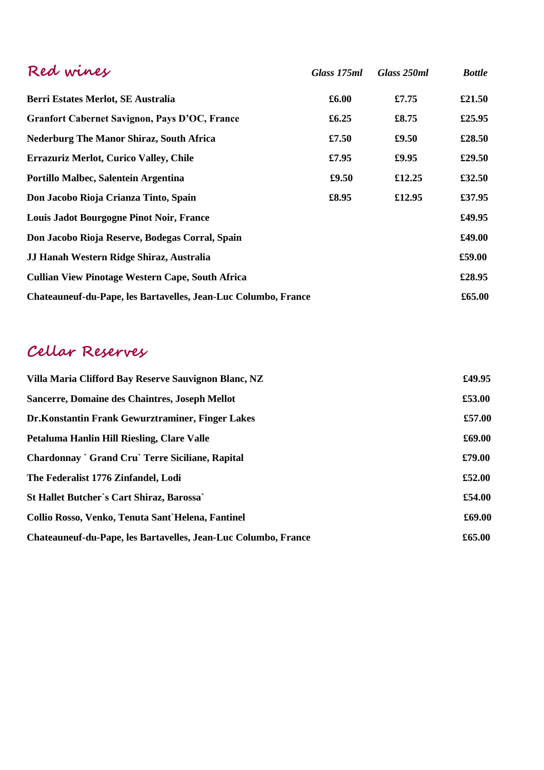## Red wines

| | Glass 175ml | Glass 250ml | Bottle |
|---|---|---|---|
| **Berri Estates Merlot, SE Australia** | **£6.00** | **£7.75** | **£21.50** |
| **Granfort Cabernet Savignon, Pays D'OC, France** | **£6.25** | **£8.75** | **£25.95** |
| **Nederburg The Manor Shiraz, South Africa** | **£7.50** | **£9.50** | **£28.50** |
| **Errazuriz Merlot, Curico Valley, Chile** | **£7.95** | **£9.95** | **£29.50** |
| **Portillo Malbec, Salentein Argentina** | **£9.50** | **£12.25** | **£32.50** |
| **Don Jacobo Rioja Crianza Tinto, Spain** | **£8.95** | **£12.95** | **£37.95** |
| **Louis Jadot Bourgogne Pinot Noir, France** | | | **£49.95** |
| **Don Jacobo Rioja Reserve, Bodegas Corral, Spain** | | | **£49.00** |
| **JJ Hanah Western Ridge Shiraz, Australia** | | | **£59.00** |
| **Cullian View Pinotage Western Cape, South Africa** | | | **£28.95** |
| **Chateauneuf-du-Pape, les Bartavelles, Jean-Luc Columbo, France** | | | **£65.00** |

## Cellar Reserves

| | |
|---|---|
| **Villa Maria Clifford Bay Reserve Sauvignon Blanc, NZ** | **£49.95** |
| **Sancerre, Domaine des Chaintres, Joseph Mellot** | **£53.00** |
| **Dr.Konstantin Frank Gewurztraminer, Finger Lakes** | **£57.00** |
| **Petaluma Hanlin Hill Riesling, Clare Valle** | **£69.00** |
| **Chardonnay ` Grand Cru` Terre Siciliane, Rapital** | **£79.00** |
| **The Federalist 1776 Zinfandel, Lodi** | **£52.00** |
| **St Hallet Butcher`s Cart Shiraz, Barossa`** | **£54.00** |
| **Collio Rosso, Venko, Tenuta Sant`Helena, Fantinel** | **£69.00** |
| **Chateauneuf-du-Pape, les Bartavelles, Jean-Luc Columbo, France** | **£65.00** |